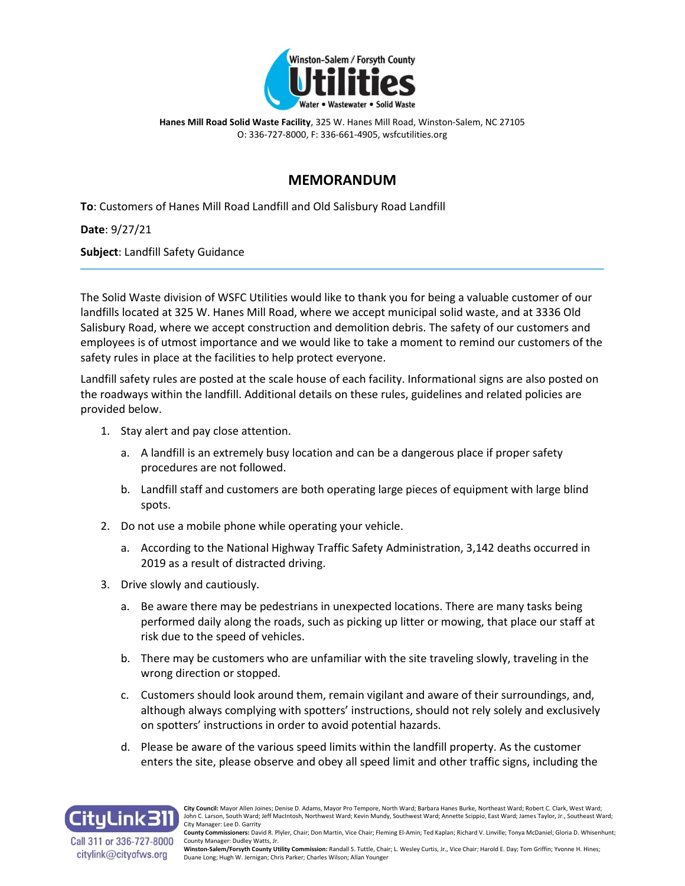Winston-Salem / Forsyth County Utilities
Water • Wastewater • Solid Waste

**Hanes Mill Road Solid Waste Facility**, 325 W. Hanes Mill Road, Winston-Salem, NC 27105
O: 336-727-8000, F: 336-661-4905, wsfcutilities.org

# MEMORANDUM

**To**: Customers of Hanes Mill Road Landfill and Old Salisbury Road Landfill

**Date**: 9/27/21

**Subject**: Landfill Safety Guidance

---

The Solid Waste division of WSFC Utilities would like to thank you for being a valuable customer of our landfills located at 325 W. Hanes Mill Road, where we accept municipal solid waste, and at 3336 Old Salisbury Road, where we accept construction and demolition debris. The safety of our customers and employees is of utmost importance and we would like to take a moment to remind our customers of the safety rules in place at the facilities to help protect everyone.

Landfill safety rules are posted at the scale house of each facility. Informational signs are also posted on the roadways within the landfill. Additional details on these rules, guidelines and related policies are provided below.

1. Stay alert and pay close attention.
   a. A landfill is an extremely busy location and can be a dangerous place if proper safety procedures are not followed.
   b. Landfill staff and customers are both operating large pieces of equipment with large blind spots.
2. Do not use a mobile phone while operating your vehicle.
   a. According to the National Highway Traffic Safety Administration, 3,142 deaths occurred in 2019 as a result of distracted driving.
3. Drive slowly and cautiously.
   a. Be aware there may be pedestrians in unexpected locations. There are many tasks being performed daily along the roads, such as picking up litter or mowing, that place our staff at risk due to the speed of vehicles.
   b. There may be customers who are unfamiliar with the site traveling slowly, traveling in the wrong direction or stopped.
   c. Customers should look around them, remain vigilant and aware of their surroundings, and, although always complying with spotters' instructions, should not rely solely and exclusively on spotters' instructions in order to avoid potential hazards.
   d. Please be aware of the various speed limits within the landfill property. As the customer enters the site, please observe and obey all speed limit and other traffic signs, including the

CityLink311
Call 311 or 336-727-8000
citylink@cityofws.org

**City Council:** Mayor Allen Joines; Denise D. Adams, Mayor Pro Tempore, North Ward; Barbara Hanes Burke, Northeast Ward; Robert C. Clark, West Ward; John C. Larson, South Ward; Jeff MacIntosh, Northwest Ward; Kevin Mundy, Southwest Ward; Annette Scippio, East Ward; James Taylor, Jr., Southeast Ward; City Manager: Lee D. Garrity
**County Commissioners:** David R. Plyler, Chair; Don Martin, Vice Chair; Fleming El-Amin; Ted Kaplan; Richard V. Linville; Tonya McDaniel; Gloria D. Whisenhunt; County Manager: Dudley Watts, Jr.
**Winston-Salem/Forsyth County Utility Commission:** Randall S. Tuttle, Chair; L. Wesley Curtis, Jr., Vice Chair; Harold E. Day; Tom Griffin; Yvonne H. Hines; Duane Long; Hugh W. Jernigan; Chris Parker; Charles Wilson; Allan Younger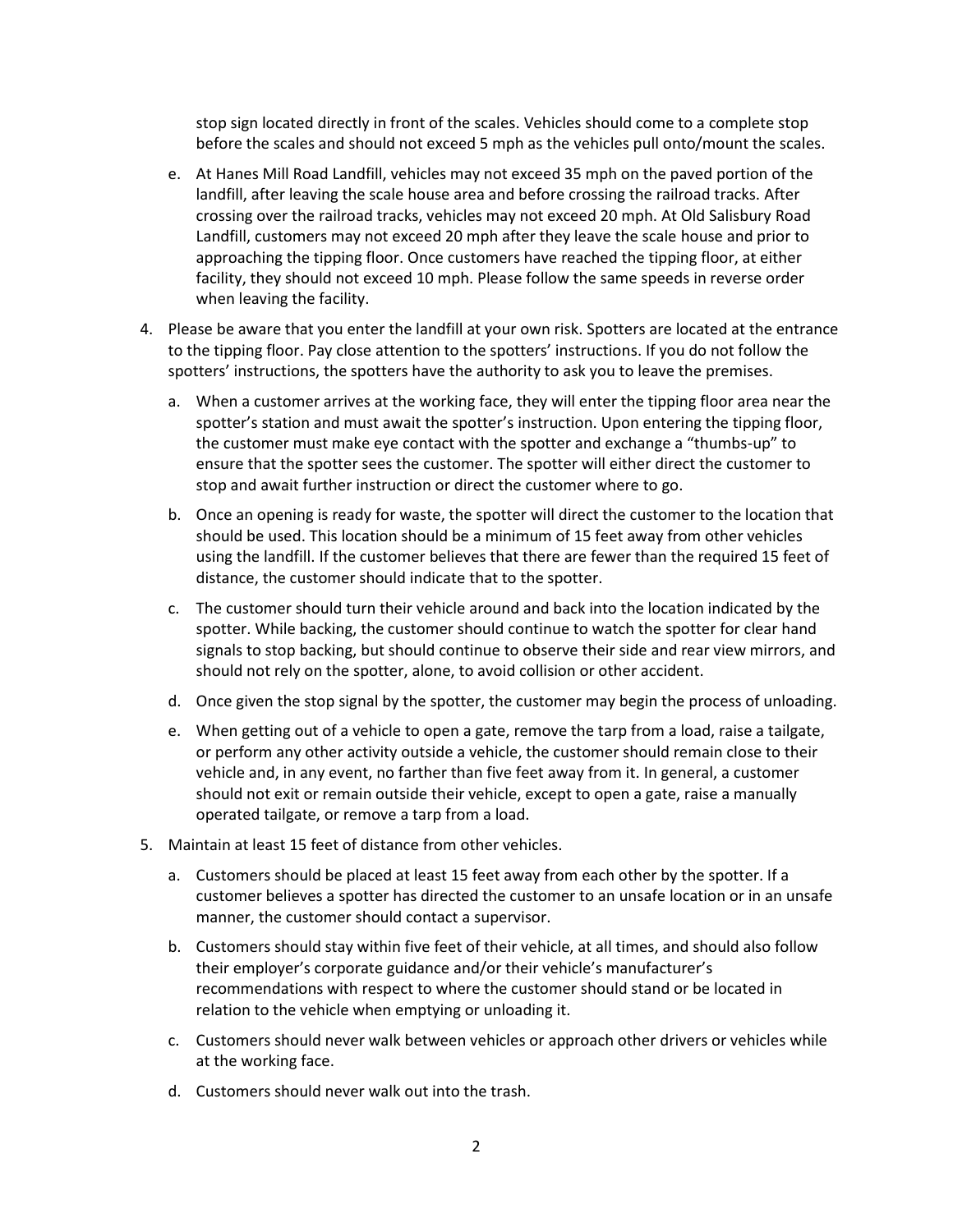stop sign located directly in front of the scales. Vehicles should come to a complete stop before the scales and should not exceed 5 mph as the vehicles pull onto/mount the scales.

e. At Hanes Mill Road Landfill, vehicles may not exceed 35 mph on the paved portion of the landfill, after leaving the scale house area and before crossing the railroad tracks. After crossing over the railroad tracks, vehicles may not exceed 20 mph. At Old Salisbury Road Landfill, customers may not exceed 20 mph after they leave the scale house and prior to approaching the tipping floor. Once customers have reached the tipping floor, at either facility, they should not exceed 10 mph. Please follow the same speeds in reverse order when leaving the facility.

4. Please be aware that you enter the landfill at your own risk. Spotters are located at the entrance to the tipping floor. Pay close attention to the spotters' instructions. If you do not follow the spotters' instructions, the spotters have the authority to ask you to leave the premises.

   a. When a customer arrives at the working face, they will enter the tipping floor area near the spotter's station and must await the spotter's instruction. Upon entering the tipping floor, the customer must make eye contact with the spotter and exchange a "thumbs-up" to ensure that the spotter sees the customer. The spotter will either direct the customer to stop and await further instruction or direct the customer where to go.

   b. Once an opening is ready for waste, the spotter will direct the customer to the location that should be used. This location should be a minimum of 15 feet away from other vehicles using the landfill. If the customer believes that there are fewer than the required 15 feet of distance, the customer should indicate that to the spotter.

   c. The customer should turn their vehicle around and back into the location indicated by the spotter. While backing, the customer should continue to watch the spotter for clear hand signals to stop backing, but should continue to observe their side and rear view mirrors, and should not rely on the spotter, alone, to avoid collision or other accident.

   d. Once given the stop signal by the spotter, the customer may begin the process of unloading.

   e. When getting out of a vehicle to open a gate, remove the tarp from a load, raise a tailgate, or perform any other activity outside a vehicle, the customer should remain close to their vehicle and, in any event, no farther than five feet away from it. In general, a customer should not exit or remain outside their vehicle, except to open a gate, raise a manually operated tailgate, or remove a tarp from a load.

5. Maintain at least 15 feet of distance from other vehicles.

   a. Customers should be placed at least 15 feet away from each other by the spotter. If a customer believes a spotter has directed the customer to an unsafe location or in an unsafe manner, the customer should contact a supervisor.

   b. Customers should stay within five feet of their vehicle, at all times, and should also follow their employer's corporate guidance and/or their vehicle's manufacturer's recommendations with respect to where the customer should stand or be located in relation to the vehicle when emptying or unloading it.

   c. Customers should never walk between vehicles or approach other drivers or vehicles while at the working face.

   d. Customers should never walk out into the trash.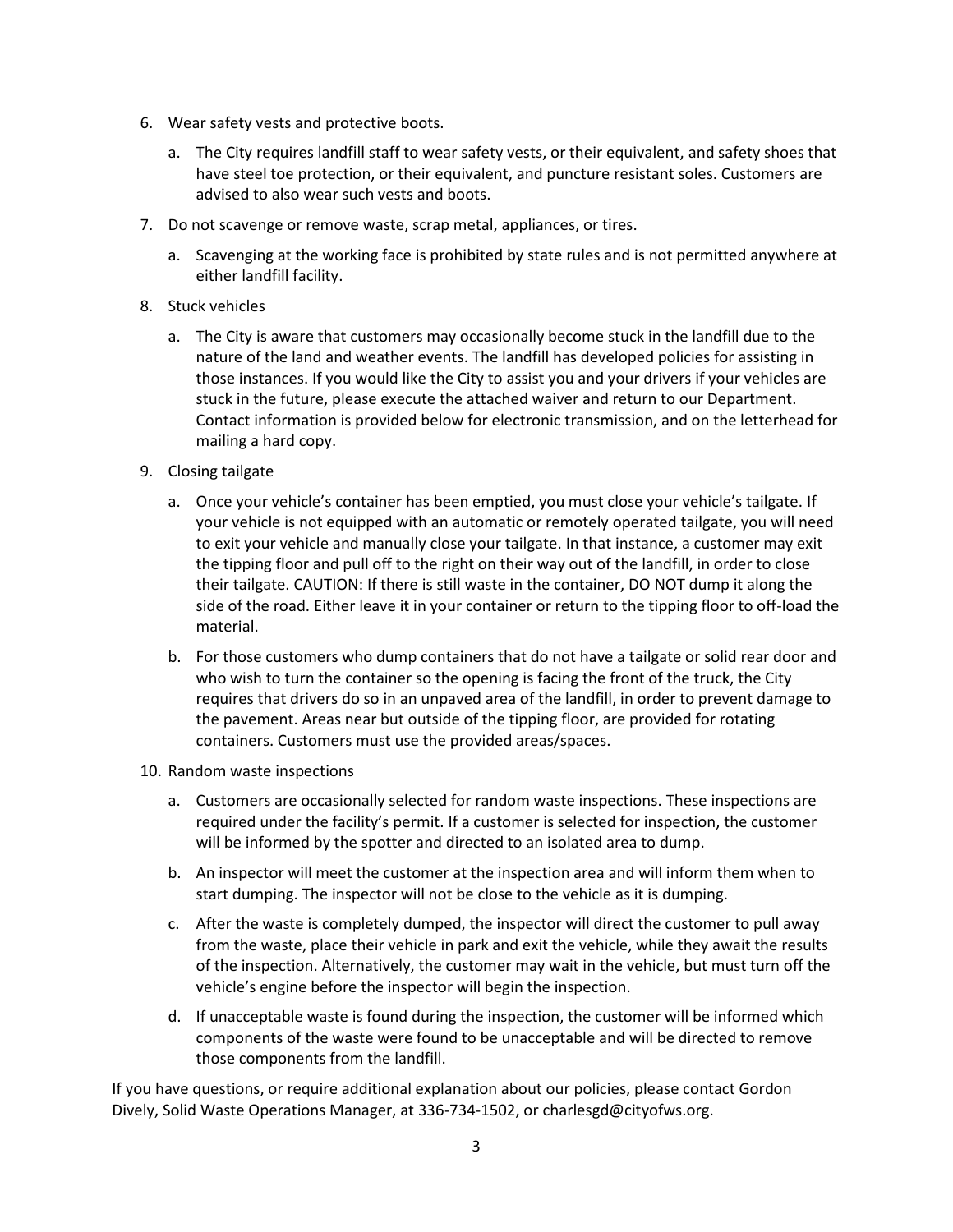6. Wear safety vests and protective boots.
    a. The City requires landfill staff to wear safety vests, or their equivalent, and safety shoes that have steel toe protection, or their equivalent, and puncture resistant soles. Customers are advised to also wear such vests and boots.
7. Do not scavenge or remove waste, scrap metal, appliances, or tires.
    a. Scavenging at the working face is prohibited by state rules and is not permitted anywhere at either landfill facility.
8. Stuck vehicles
    a. The City is aware that customers may occasionally become stuck in the landfill due to the nature of the land and weather events. The landfill has developed policies for assisting in those instances. If you would like the City to assist you and your drivers if your vehicles are stuck in the future, please execute the attached waiver and return to our Department. Contact information is provided below for electronic transmission, and on the letterhead for mailing a hard copy.
9. Closing tailgate
    a. Once your vehicle's container has been emptied, you must close your vehicle's tailgate. If your vehicle is not equipped with an automatic or remotely operated tailgate, you will need to exit your vehicle and manually close your tailgate. In that instance, a customer may exit the tipping floor and pull off to the right on their way out of the landfill, in order to close their tailgate. CAUTION: If there is still waste in the container, DO NOT dump it along the side of the road. Either leave it in your container or return to the tipping floor to off-load the material.
    b. For those customers who dump containers that do not have a tailgate or solid rear door and who wish to turn the container so the opening is facing the front of the truck, the City requires that drivers do so in an unpaved area of the landfill, in order to prevent damage to the pavement. Areas near but outside of the tipping floor, are provided for rotating containers. Customers must use the provided areas/spaces.
10. Random waste inspections
    a. Customers are occasionally selected for random waste inspections. These inspections are required under the facility's permit. If a customer is selected for inspection, the customer will be informed by the spotter and directed to an isolated area to dump.
    b. An inspector will meet the customer at the inspection area and will inform them when to start dumping. The inspector will not be close to the vehicle as it is dumping.
    c. After the waste is completely dumped, the inspector will direct the customer to pull away from the waste, place their vehicle in park and exit the vehicle, while they await the results of the inspection. Alternatively, the customer may wait in the vehicle, but must turn off the vehicle's engine before the inspector will begin the inspection.
    d. If unacceptable waste is found during the inspection, the customer will be informed which components of the waste were found to be unacceptable and will be directed to remove those components from the landfill.

If you have questions, or require additional explanation about our policies, please contact Gordon Dively, Solid Waste Operations Manager, at 336-734-1502, or charlesgd@cityofws.org.